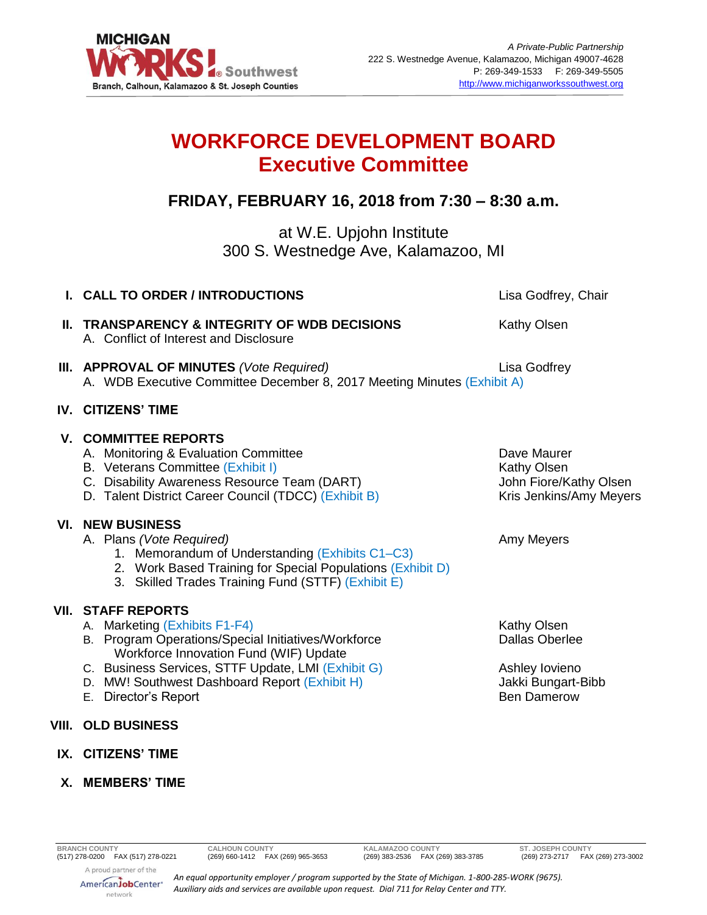MICHIGAN WORKS! Southwest
Branch, Calhoun, Kalamazoo & St. Joseph Counties

*A Private-Public Partnership*
222 S. Westnedge Avenue, Kalamazoo, Michigan 49007-4628
P: 269-349-1533 F: 269-349-5505
http://www.michiganworkssouthwest.org

# WORKFORCE DEVELOPMENT BOARD
# Executive Committee

## FRIDAY, FEBRUARY 16, 2018 from 7:30 – 8:30 a.m.

at W.E. Upjohn Institute
300 S. Westnedge Ave, Kalamazoo, MI

**I. CALL TO ORDER / INTRODUCTIONS** — Lisa Godfrey, Chair

**II. TRANSPARENCY & INTEGRITY OF WDB DECISIONS** — Kathy Olsen
- A. Conflict of Interest and Disclosure

**III. APPROVAL OF MINUTES** *(Vote Required)* — Lisa Godfrey
- A. WDB Executive Committee December 8, 2017 Meeting Minutes (Exhibit A)

**IV. CITIZENS' TIME**

**V. COMMITTEE REPORTS**
- A. Monitoring & Evaluation Committee — Dave Maurer
- B. Veterans Committee (Exhibit I) — Kathy Olsen
- C. Disability Awareness Resource Team (DART) — John Fiore/Kathy Olsen
- D. Talent District Career Council (TDCC) (Exhibit B) — Kris Jenkins/Amy Meyers

**VI. NEW BUSINESS**
- A. Plans *(Vote Required)* — Amy Meyers
  1. Memorandum of Understanding (Exhibits C1–C3)
  2. Work Based Training for Special Populations (Exhibit D)
  3. Skilled Trades Training Fund (STTF) (Exhibit E)

**VII. STAFF REPORTS**
- A. Marketing (Exhibits F1-F4) — Kathy Olsen
- B. Program Operations/Special Initiatives/Workforce Workforce Innovation Fund (WIF) Update — Dallas Oberlee
- C. Business Services, STTF Update, LMI (Exhibit G) — Ashley Iovieno
- D. MW! Southwest Dashboard Report (Exhibit H) — Jakki Bungart-Bibb
- E. Director's Report — Ben Damerow

**VIII. OLD BUSINESS**

**IX. CITIZENS' TIME**

**X. MEMBERS' TIME**

| BRANCH COUNTY | CALHOUN COUNTY | KALAMAZOO COUNTY | ST. JOSEPH COUNTY |
|---|---|---|---|
| (517) 278-0200 FAX (517) 278-0221 | (269) 660-1412 FAX (269) 965-3653 | (269) 383-2536 FAX (269) 383-3785 | (269) 273-2717 FAX (269) 273-3002 |

A proud partner of the AmericanJobCenter network

*An equal opportunity employer / program supported by the State of Michigan. 1-800-285-WORK (9675). Auxiliary aids and services are available upon request. Dial 711 for Relay Center and TTY.*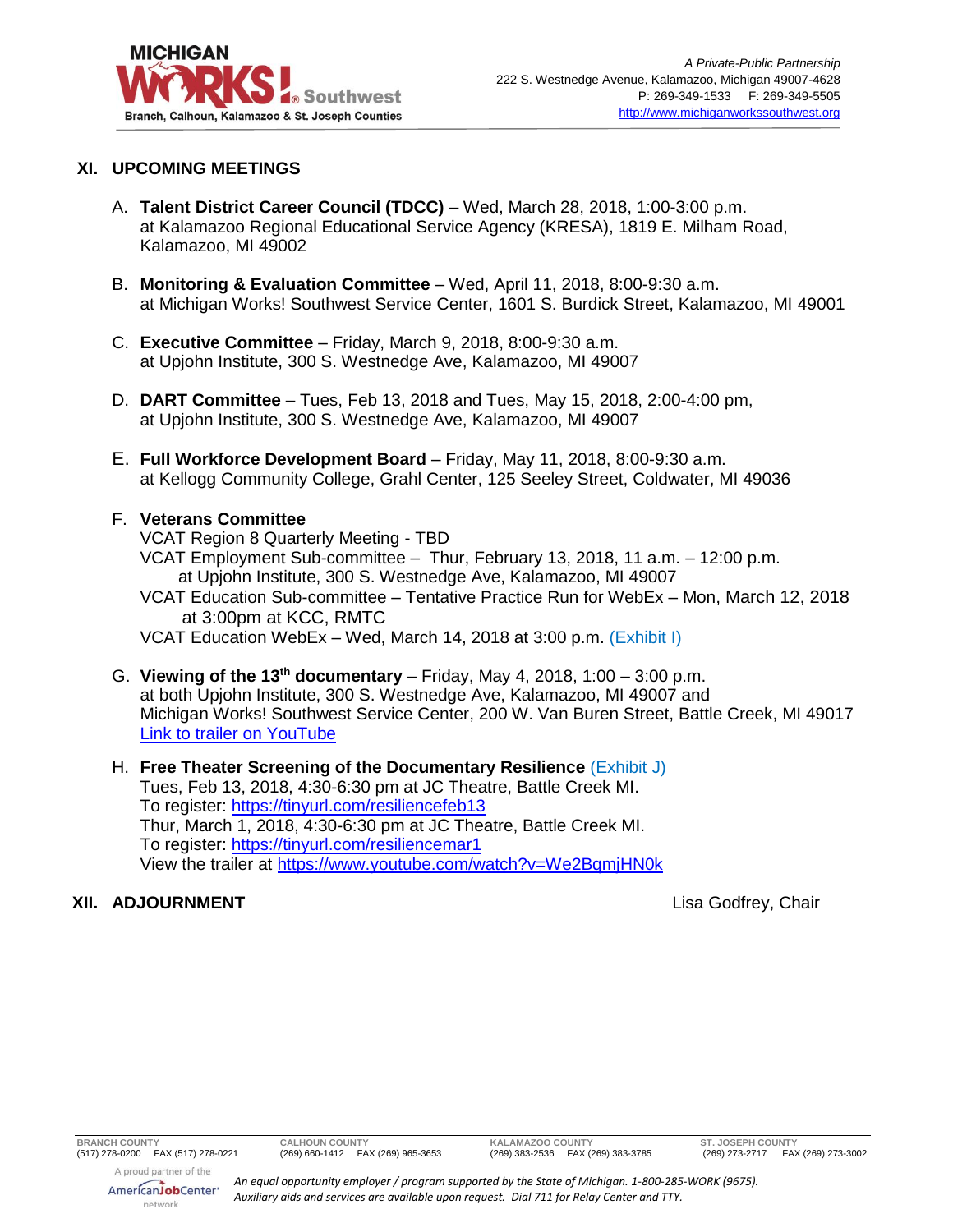## XI. UPCOMING MEETINGS

A. **Talent District Career Council (TDCC)** – Wed, March 28, 2018, 1:00-3:00 p.m. at Kalamazoo Regional Educational Service Agency (KRESA), 1819 E. Milham Road, Kalamazoo, MI 49002

B. **Monitoring & Evaluation Committee** – Wed, April 11, 2018, 8:00-9:30 a.m. at Michigan Works! Southwest Service Center, 1601 S. Burdick Street, Kalamazoo, MI 49001

C. **Executive Committee** – Friday, March 9, 2018, 8:00-9:30 a.m. at Upjohn Institute, 300 S. Westnedge Ave, Kalamazoo, MI 49007

D. **DART Committee** – Tues, Feb 13, 2018 and Tues, May 15, 2018, 2:00-4:00 pm, at Upjohn Institute, 300 S. Westnedge Ave, Kalamazoo, MI 49007

E. **Full Workforce Development Board** – Friday, May 11, 2018, 8:00-9:30 a.m. at Kellogg Community College, Grahl Center, 125 Seeley Street, Coldwater, MI 49036

F. **Veterans Committee**
VCAT Region 8 Quarterly Meeting - TBD
VCAT Employment Sub-committee – Thur, February 13, 2018, 11 a.m. – 12:00 p.m. at Upjohn Institute, 300 S. Westnedge Ave, Kalamazoo, MI 49007
VCAT Education Sub-committee – Tentative Practice Run for WebEx – Mon, March 12, 2018 at 3:00pm at KCC, RMTC
VCAT Education WebEx – Wed, March 14, 2018 at 3:00 p.m. (Exhibit I)

G. **Viewing of the 13th documentary** – Friday, May 4, 2018, 1:00 – 3:00 p.m. at both Upjohn Institute, 300 S. Westnedge Ave, Kalamazoo, MI 49007 and Michigan Works! Southwest Service Center, 200 W. Van Buren Street, Battle Creek, MI 49017
Link to trailer on YouTube

H. **Free Theater Screening of the Documentary Resilience** (Exhibit J)
Tues, Feb 13, 2018, 4:30-6:30 pm at JC Theatre, Battle Creek MI.
To register: https://tinyurl.com/resiliencefeb13
Thur, March 1, 2018, 4:30-6:30 pm at JC Theatre, Battle Creek MI.
To register: https://tinyurl.com/resiliencemar1
View the trailer at https://www.youtube.com/watch?v=We2BqmjHN0k

## XII. ADJOURNMENT

Lisa Godfrey, Chair